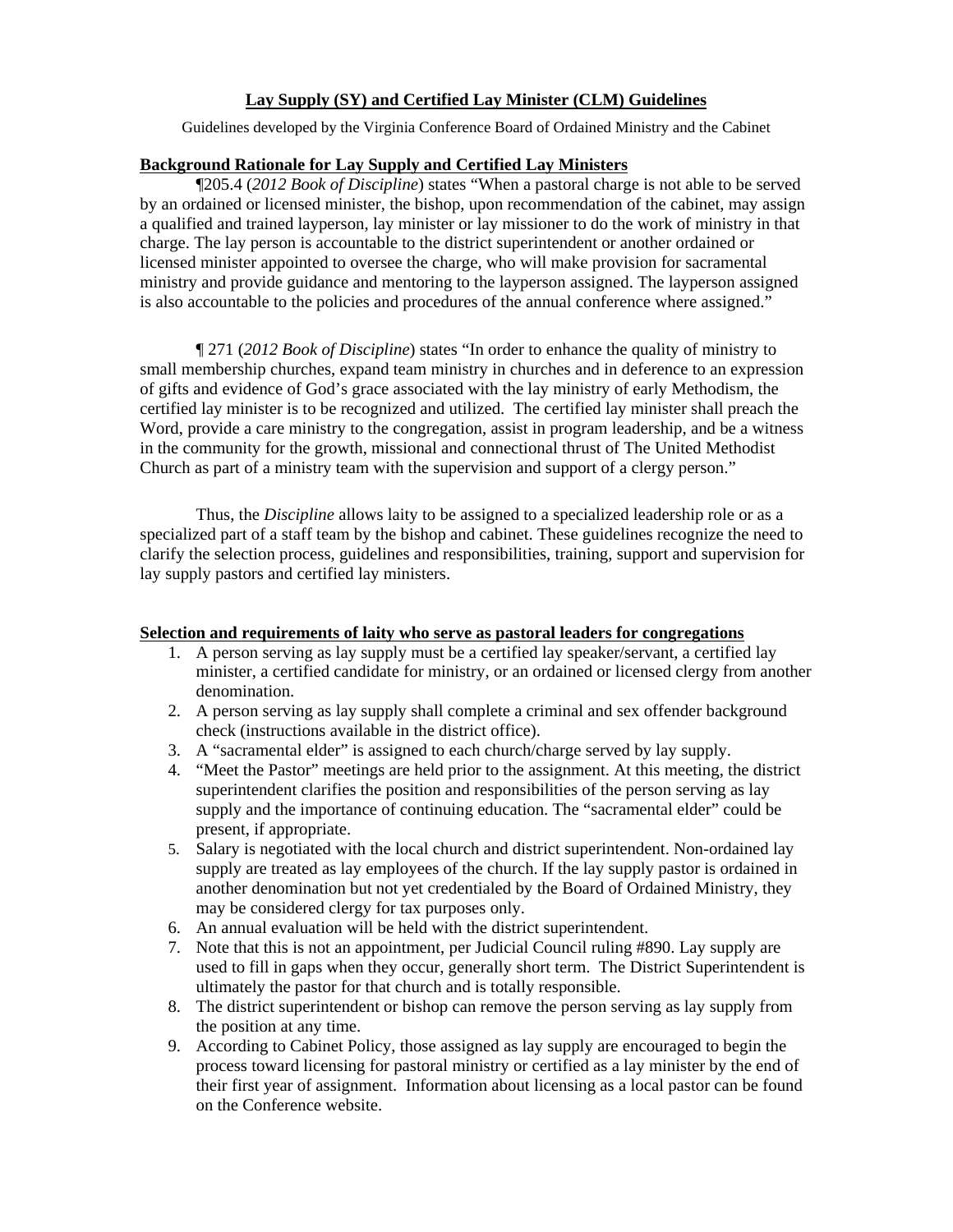# Lay Supply (SY) and Certified Lay Minister (CLM) Guidelines

Guidelines developed by the Virginia Conference Board of Ordained Ministry and the Cabinet

## Background Rationale for Lay Supply and Certified Lay Ministers

¶205.4 (*2012 Book of Discipline*) states "When a pastoral charge is not able to be served by an ordained or licensed minister, the bishop, upon recommendation of the cabinet, may assign a qualified and trained layperson, lay minister or lay missioner to do the work of ministry in that charge. The lay person is accountable to the district superintendent or another ordained or licensed minister appointed to oversee the charge, who will make provision for sacramental ministry and provide guidance and mentoring to the layperson assigned. The layperson assigned is also accountable to the policies and procedures of the annual conference where assigned."

¶ 271 (*2012 Book of Discipline*) states "In order to enhance the quality of ministry to small membership churches, expand team ministry in churches and in deference to an expression of gifts and evidence of God's grace associated with the lay ministry of early Methodism, the certified lay minister is to be recognized and utilized. The certified lay minister shall preach the Word, provide a care ministry to the congregation, assist in program leadership, and be a witness in the community for the growth, missional and connectional thrust of The United Methodist Church as part of a ministry team with the supervision and support of a clergy person."

Thus, the *Discipline* allows laity to be assigned to a specialized leadership role or as a specialized part of a staff team by the bishop and cabinet. These guidelines recognize the need to clarify the selection process, guidelines and responsibilities, training, support and supervision for lay supply pastors and certified lay ministers.

## Selection and requirements of laity who serve as pastoral leaders for congregations

1. A person serving as lay supply must be a certified lay speaker/servant, a certified lay minister, a certified candidate for ministry, or an ordained or licensed clergy from another denomination.
2. A person serving as lay supply shall complete a criminal and sex offender background check (instructions available in the district office).
3. A "sacramental elder" is assigned to each church/charge served by lay supply.
4. "Meet the Pastor" meetings are held prior to the assignment. At this meeting, the district superintendent clarifies the position and responsibilities of the person serving as lay supply and the importance of continuing education. The "sacramental elder" could be present, if appropriate.
5. Salary is negotiated with the local church and district superintendent. Non-ordained lay supply are treated as lay employees of the church. If the lay supply pastor is ordained in another denomination but not yet credentialed by the Board of Ordained Ministry, they may be considered clergy for tax purposes only.
6. An annual evaluation will be held with the district superintendent.
7. Note that this is not an appointment, per Judicial Council ruling #890. Lay supply are used to fill in gaps when they occur, generally short term. The District Superintendent is ultimately the pastor for that church and is totally responsible.
8. The district superintendent or bishop can remove the person serving as lay supply from the position at any time.
9. According to Cabinet Policy, those assigned as lay supply are encouraged to begin the process toward licensing for pastoral ministry or certified as a lay minister by the end of their first year of assignment. Information about licensing as a local pastor can be found on the Conference website.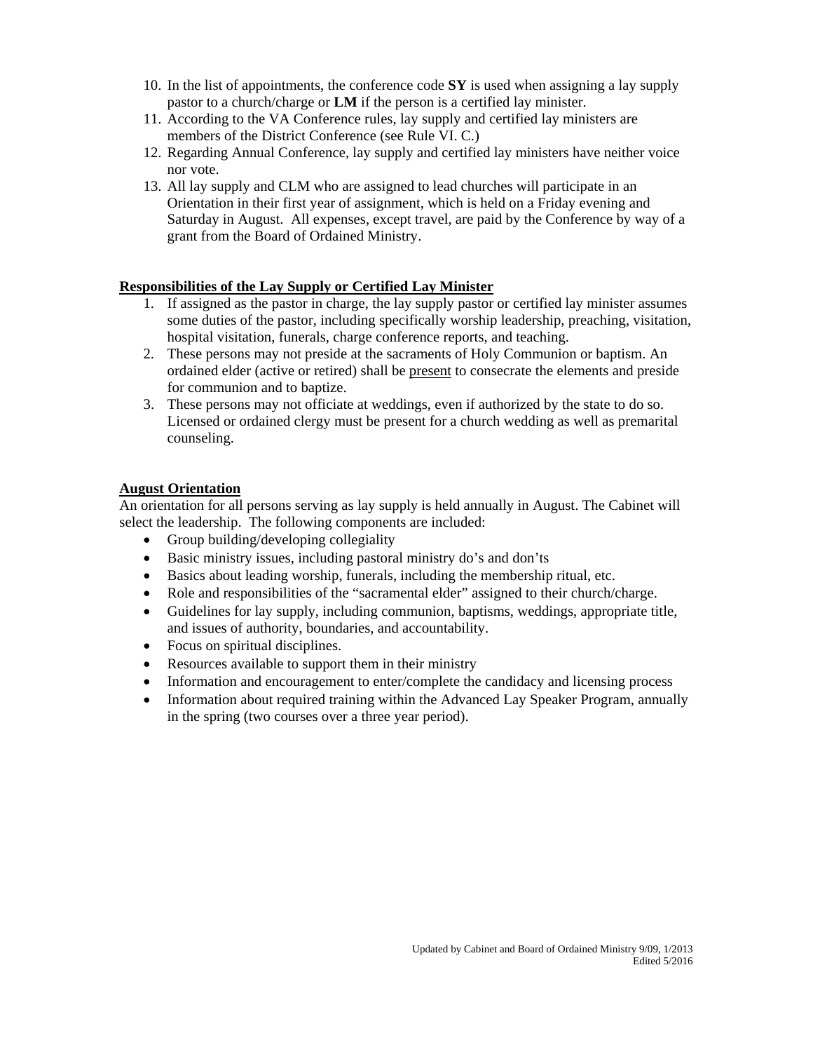10. In the list of appointments, the conference code **SY** is used when assigning a lay supply pastor to a church/charge or **LM** if the person is a certified lay minister.
11. According to the VA Conference rules, lay supply and certified lay ministers are members of the District Conference (see Rule VI. C.)
12. Regarding Annual Conference, lay supply and certified lay ministers have neither voice nor vote.
13. All lay supply and CLM who are assigned to lead churches will participate in an Orientation in their first year of assignment, which is held on a Friday evening and Saturday in August. All expenses, except travel, are paid by the Conference by way of a grant from the Board of Ordained Ministry.

## Responsibilities of the Lay Supply or Certified Lay Minister

1. If assigned as the pastor in charge, the lay supply pastor or certified lay minister assumes some duties of the pastor, including specifically worship leadership, preaching, visitation, hospital visitation, funerals, charge conference reports, and teaching.
2. These persons may not preside at the sacraments of Holy Communion or baptism. An ordained elder (active or retired) shall be present to consecrate the elements and preside for communion and to baptize.
3. These persons may not officiate at weddings, even if authorized by the state to do so. Licensed or ordained clergy must be present for a church wedding as well as premarital counseling.

## August Orientation

An orientation for all persons serving as lay supply is held annually in August. The Cabinet will select the leadership. The following components are included:

- Group building/developing collegiality
- Basic ministry issues, including pastoral ministry do's and don'ts
- Basics about leading worship, funerals, including the membership ritual, etc.
- Role and responsibilities of the "sacramental elder" assigned to their church/charge.
- Guidelines for lay supply, including communion, baptisms, weddings, appropriate title, and issues of authority, boundaries, and accountability.
- Focus on spiritual disciplines.
- Resources available to support them in their ministry
- Information and encouragement to enter/complete the candidacy and licensing process
- Information about required training within the Advanced Lay Speaker Program, annually in the spring (two courses over a three year period).

Updated by Cabinet and Board of Ordained Ministry 9/09, 1/2013
Edited 5/2016